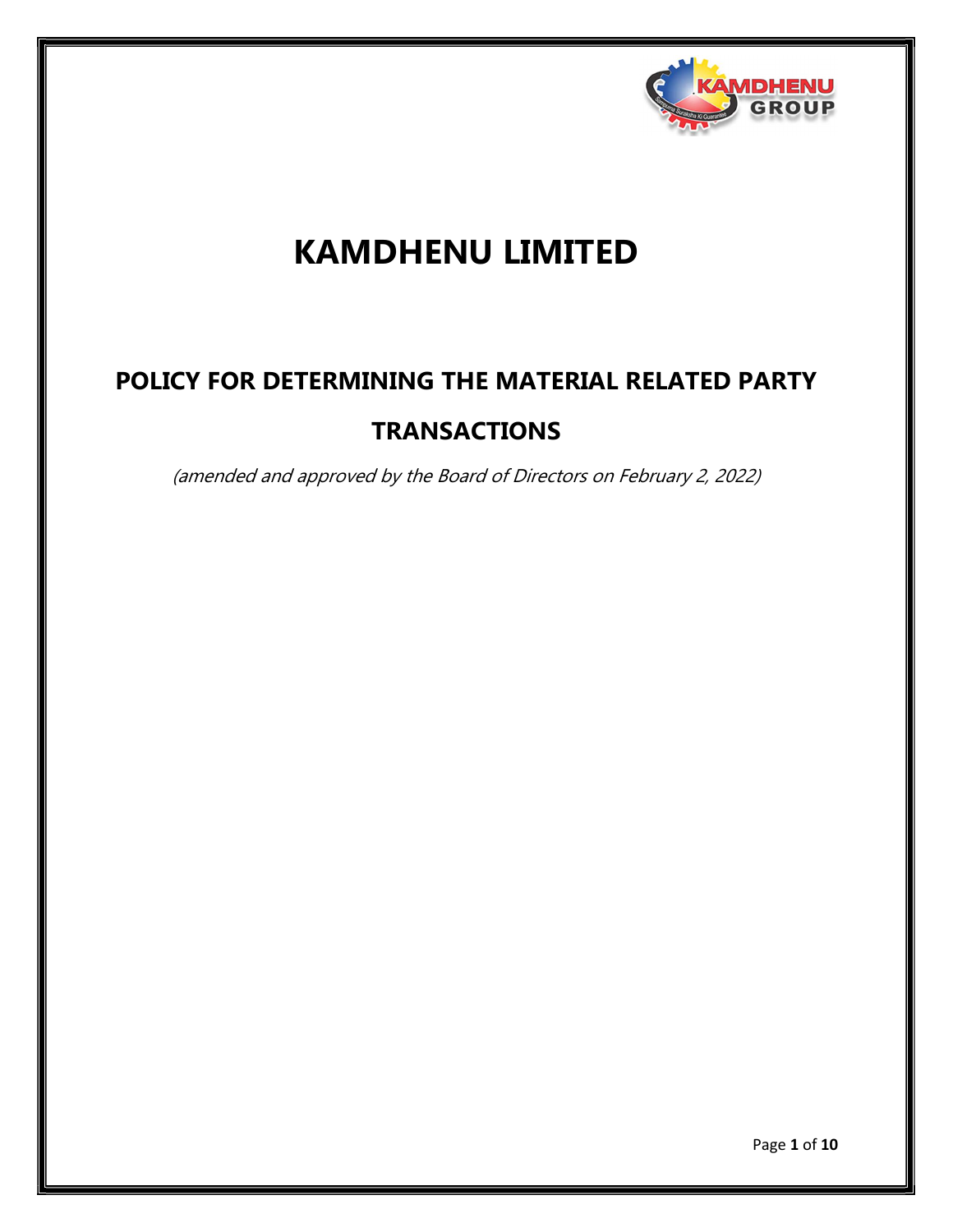# KAMDHENU LIMITED

## POLICY FOR DETERMINING THE MATERIAL RELATED PARTY TRANSACTIONS

*(amended and approved by the Board of Directors on February 2, 2022)*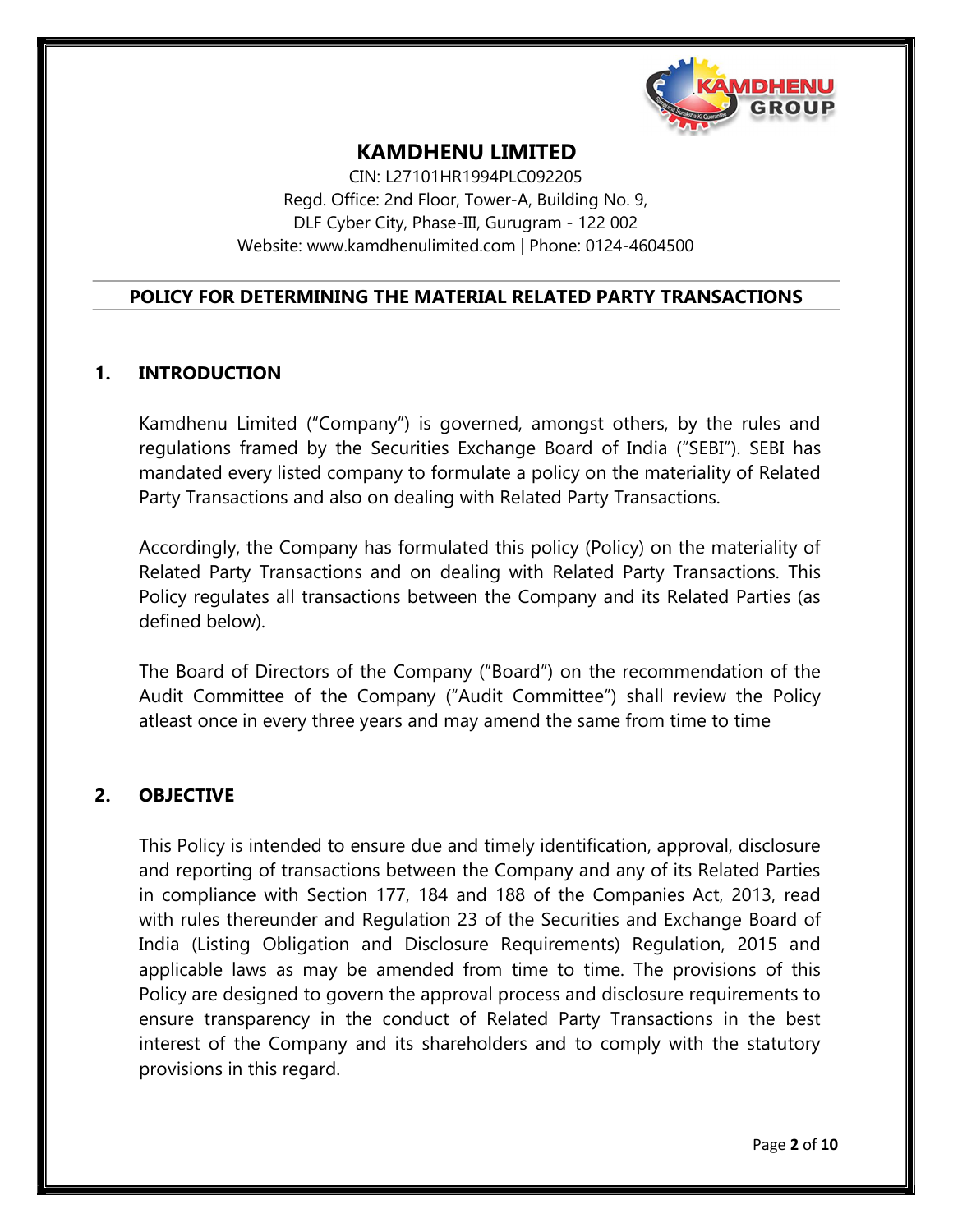# KAMDHENU LIMITED

CIN: L27101HR1994PLC092205
Regd. Office: 2nd Floor, Tower-A, Building No. 9,
DLF Cyber City, Phase-III, Gurugram - 122 002
Website: www.kamdhenulimited.com | Phone: 0124-4604500

## POLICY FOR DETERMINING THE MATERIAL RELATED PARTY TRANSACTIONS

### 1. INTRODUCTION

Kamdhenu Limited ("Company") is governed, amongst others, by the rules and regulations framed by the Securities Exchange Board of India ("SEBI"). SEBI has mandated every listed company to formulate a policy on the materiality of Related Party Transactions and also on dealing with Related Party Transactions.

Accordingly, the Company has formulated this policy (Policy) on the materiality of Related Party Transactions and on dealing with Related Party Transactions. This Policy regulates all transactions between the Company and its Related Parties (as defined below).

The Board of Directors of the Company ("Board") on the recommendation of the Audit Committee of the Company ("Audit Committee") shall review the Policy atleast once in every three years and may amend the same from time to time

### 2. OBJECTIVE

This Policy is intended to ensure due and timely identification, approval, disclosure and reporting of transactions between the Company and any of its Related Parties in compliance with Section 177, 184 and 188 of the Companies Act, 2013, read with rules thereunder and Regulation 23 of the Securities and Exchange Board of India (Listing Obligation and Disclosure Requirements) Regulation, 2015 and applicable laws as may be amended from time to time. The provisions of this Policy are designed to govern the approval process and disclosure requirements to ensure transparency in the conduct of Related Party Transactions in the best interest of the Company and its shareholders and to comply with the statutory provisions in this regard.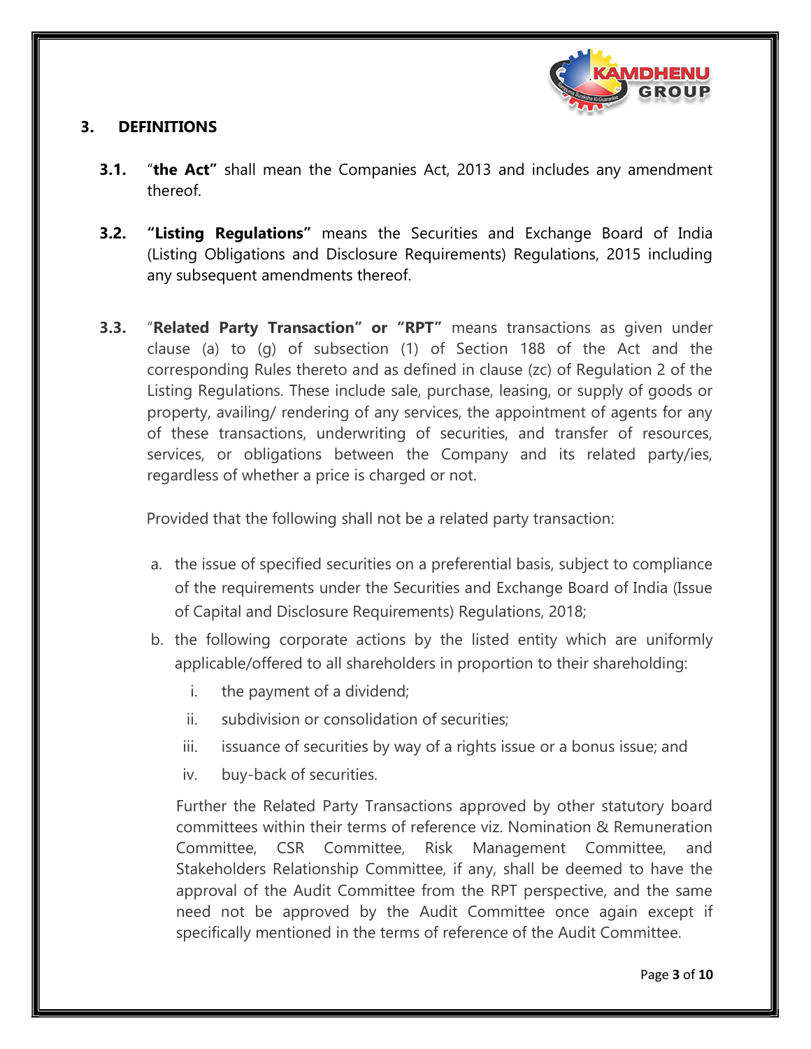## 3. DEFINITIONS

**3.1.** "**the Act"** shall mean the Companies Act, 2013 and includes any amendment thereof.

**3.2.** **"Listing Regulations"** means the Securities and Exchange Board of India (Listing Obligations and Disclosure Requirements) Regulations, 2015 including any subsequent amendments thereof.

**3.3.** "**Related Party Transaction" or "RPT"** means transactions as given under clause (a) to (g) of subsection (1) of Section 188 of the Act and the corresponding Rules thereto and as defined in clause (zc) of Regulation 2 of the Listing Regulations. These include sale, purchase, leasing, or supply of goods or property, availing/ rendering of any services, the appointment of agents for any of these transactions, underwriting of securities, and transfer of resources, services, or obligations between the Company and its related party/ies, regardless of whether a price is charged or not.

Provided that the following shall not be a related party transaction:

a. the issue of specified securities on a preferential basis, subject to compliance of the requirements under the Securities and Exchange Board of India (Issue of Capital and Disclosure Requirements) Regulations, 2018;

b. the following corporate actions by the listed entity which are uniformly applicable/offered to all shareholders in proportion to their shareholding:

   i. the payment of a dividend;

   ii. subdivision or consolidation of securities;

   iii. issuance of securities by way of a rights issue or a bonus issue; and

   iv. buy-back of securities.

Further the Related Party Transactions approved by other statutory board committees within their terms of reference viz. Nomination & Remuneration Committee, CSR Committee, Risk Management Committee, and Stakeholders Relationship Committee, if any, shall be deemed to have the approval of the Audit Committee from the RPT perspective, and the same need not be approved by the Audit Committee once again except if specifically mentioned in the terms of reference of the Audit Committee.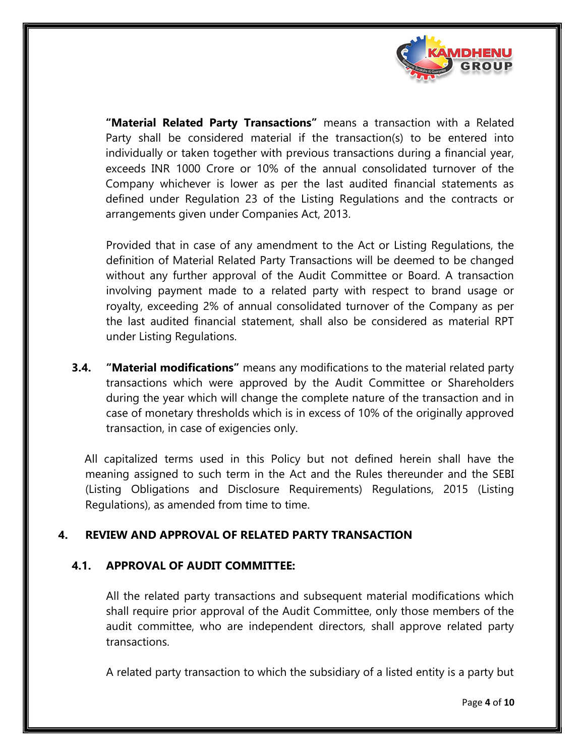**"Material Related Party Transactions"** means a transaction with a Related Party shall be considered material if the transaction(s) to be entered into individually or taken together with previous transactions during a financial year, exceeds INR 1000 Crore or 10% of the annual consolidated turnover of the Company whichever is lower as per the last audited financial statements as defined under Regulation 23 of the Listing Regulations and the contracts or arrangements given under Companies Act, 2013.

Provided that in case of any amendment to the Act or Listing Regulations, the definition of Material Related Party Transactions will be deemed to be changed without any further approval of the Audit Committee or Board. A transaction involving payment made to a related party with respect to brand usage or royalty, exceeding 2% of annual consolidated turnover of the Company as per the last audited financial statement, shall also be considered as material RPT under Listing Regulations.

**3.4. "Material modifications"** means any modifications to the material related party transactions which were approved by the Audit Committee or Shareholders during the year which will change the complete nature of the transaction and in case of monetary thresholds which is in excess of 10% of the originally approved transaction, in case of exigencies only.

All capitalized terms used in this Policy but not defined herein shall have the meaning assigned to such term in the Act and the Rules thereunder and the SEBI (Listing Obligations and Disclosure Requirements) Regulations, 2015 (Listing Regulations), as amended from time to time.

## 4. REVIEW AND APPROVAL OF RELATED PARTY TRANSACTION

### 4.1. APPROVAL OF AUDIT COMMITTEE:

All the related party transactions and subsequent material modifications which shall require prior approval of the Audit Committee, only those members of the audit committee, who are independent directors, shall approve related party transactions.

A related party transaction to which the subsidiary of a listed entity is a party but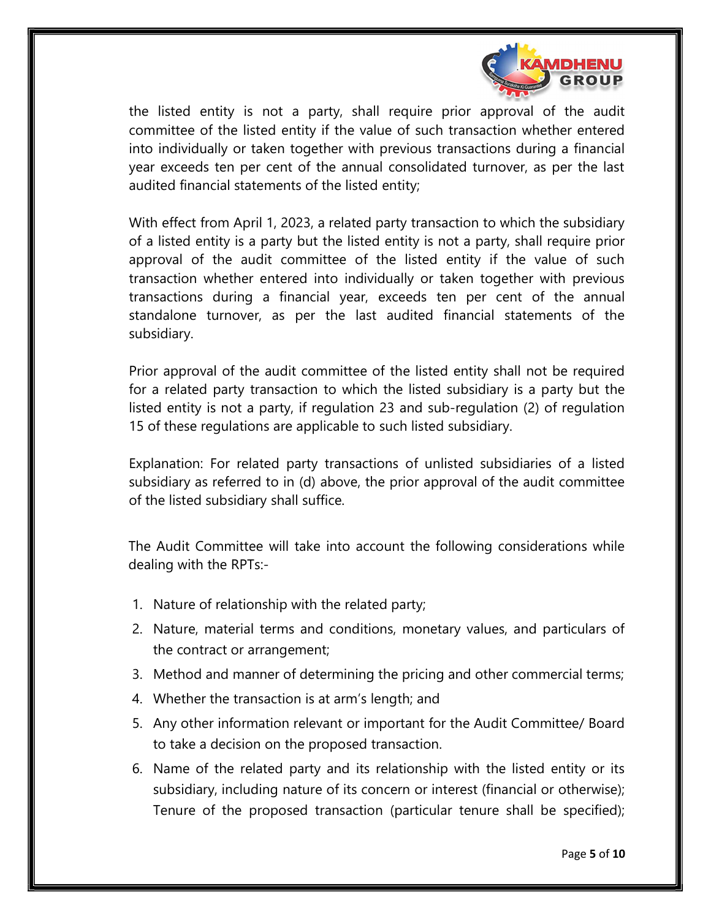the listed entity is not a party, shall require prior approval of the audit committee of the listed entity if the value of such transaction whether entered into individually or taken together with previous transactions during a financial year exceeds ten per cent of the annual consolidated turnover, as per the last audited financial statements of the listed entity;

With effect from April 1, 2023, a related party transaction to which the subsidiary of a listed entity is a party but the listed entity is not a party, shall require prior approval of the audit committee of the listed entity if the value of such transaction whether entered into individually or taken together with previous transactions during a financial year, exceeds ten per cent of the annual standalone turnover, as per the last audited financial statements of the subsidiary.

Prior approval of the audit committee of the listed entity shall not be required for a related party transaction to which the listed subsidiary is a party but the listed entity is not a party, if regulation 23 and sub-regulation (2) of regulation 15 of these regulations are applicable to such listed subsidiary.

Explanation: For related party transactions of unlisted subsidiaries of a listed subsidiary as referred to in (d) above, the prior approval of the audit committee of the listed subsidiary shall suffice.

The Audit Committee will take into account the following considerations while dealing with the RPTs:-

1. Nature of relationship with the related party;
2. Nature, material terms and conditions, monetary values, and particulars of the contract or arrangement;
3. Method and manner of determining the pricing and other commercial terms;
4. Whether the transaction is at arm's length; and
5. Any other information relevant or important for the Audit Committee/ Board to take a decision on the proposed transaction.
6. Name of the related party and its relationship with the listed entity or its subsidiary, including nature of its concern or interest (financial or otherwise); Tenure of the proposed transaction (particular tenure shall be specified);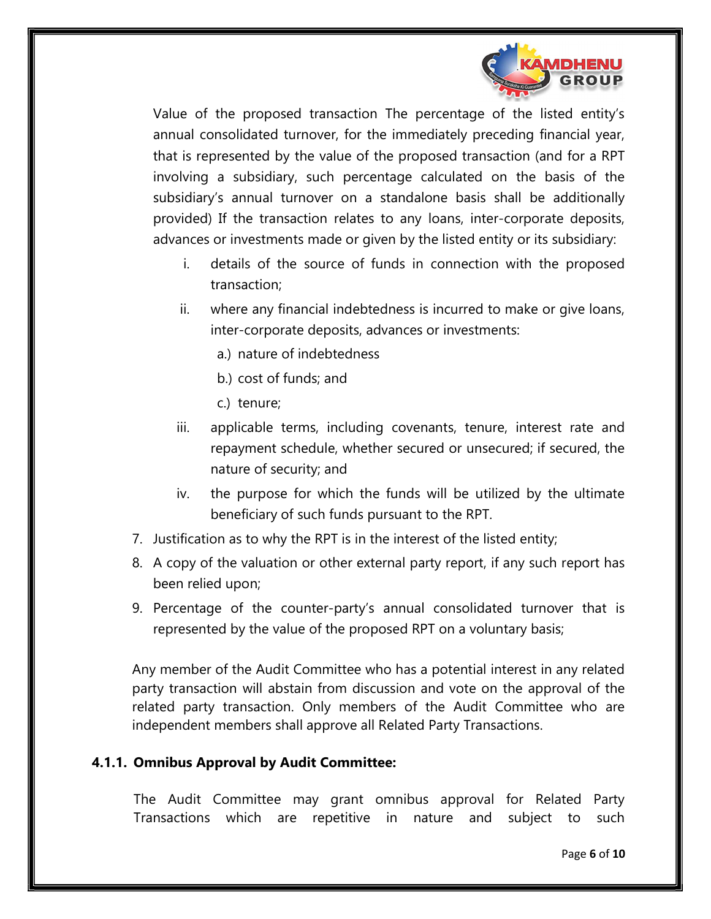Value of the proposed transaction The percentage of the listed entity's annual consolidated turnover, for the immediately preceding financial year, that is represented by the value of the proposed transaction (and for a RPT involving a subsidiary, such percentage calculated on the basis of the subsidiary's annual turnover on a standalone basis shall be additionally provided) If the transaction relates to any loans, inter-corporate deposits, advances or investments made or given by the listed entity or its subsidiary:

i. details of the source of funds in connection with the proposed transaction;
ii. where any financial indebtedness is incurred to make or give loans, inter-corporate deposits, advances or investments:
    a.) nature of indebtedness
    b.) cost of funds; and
    c.) tenure;
iii. applicable terms, including covenants, tenure, interest rate and repayment schedule, whether secured or unsecured; if secured, the nature of security; and
iv. the purpose for which the funds will be utilized by the ultimate beneficiary of such funds pursuant to the RPT.

7. Justification as to why the RPT is in the interest of the listed entity;
8. A copy of the valuation or other external party report, if any such report has been relied upon;
9. Percentage of the counter-party's annual consolidated turnover that is represented by the value of the proposed RPT on a voluntary basis;

Any member of the Audit Committee who has a potential interest in any related party transaction will abstain from discussion and vote on the approval of the related party transaction. Only members of the Audit Committee who are independent members shall approve all Related Party Transactions.

### 4.1.1. Omnibus Approval by Audit Committee:

The Audit Committee may grant omnibus approval for Related Party Transactions which are repetitive in nature and subject to such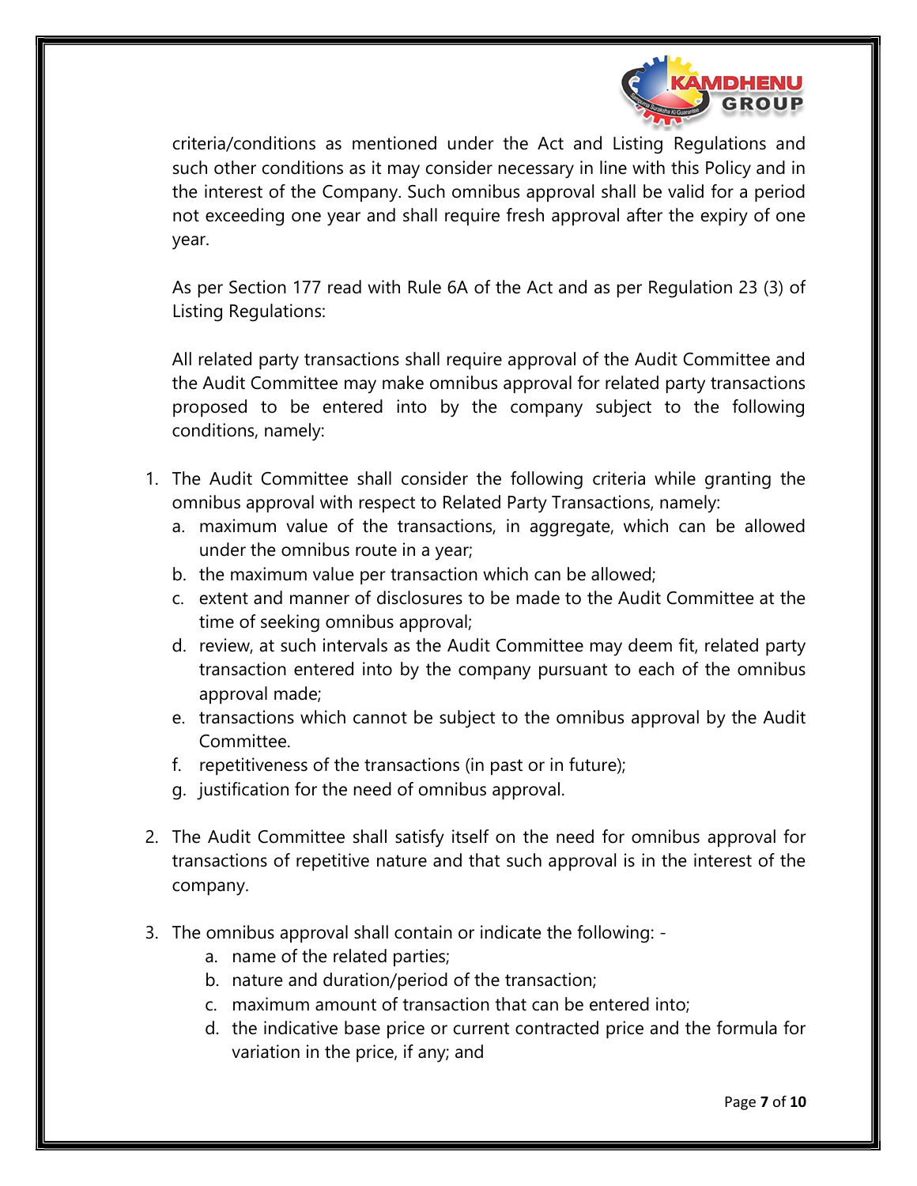criteria/conditions as mentioned under the Act and Listing Regulations and such other conditions as it may consider necessary in line with this Policy and in the interest of the Company. Such omnibus approval shall be valid for a period not exceeding one year and shall require fresh approval after the expiry of one year.

As per Section 177 read with Rule 6A of the Act and as per Regulation 23 (3) of Listing Regulations:

All related party transactions shall require approval of the Audit Committee and the Audit Committee may make omnibus approval for related party transactions proposed to be entered into by the company subject to the following conditions, namely:

1. The Audit Committee shall consider the following criteria while granting the omnibus approval with respect to Related Party Transactions, namely:
   a. maximum value of the transactions, in aggregate, which can be allowed under the omnibus route in a year;
   b. the maximum value per transaction which can be allowed;
   c. extent and manner of disclosures to be made to the Audit Committee at the time of seeking omnibus approval;
   d. review, at such intervals as the Audit Committee may deem fit, related party transaction entered into by the company pursuant to each of the omnibus approval made;
   e. transactions which cannot be subject to the omnibus approval by the Audit Committee.
   f. repetitiveness of the transactions (in past or in future);
   g. justification for the need of omnibus approval.

2. The Audit Committee shall satisfy itself on the need for omnibus approval for transactions of repetitive nature and that such approval is in the interest of the company.

3. The omnibus approval shall contain or indicate the following: -
   a. name of the related parties;
   b. nature and duration/period of the transaction;
   c. maximum amount of transaction that can be entered into;
   d. the indicative base price or current contracted price and the formula for variation in the price, if any; and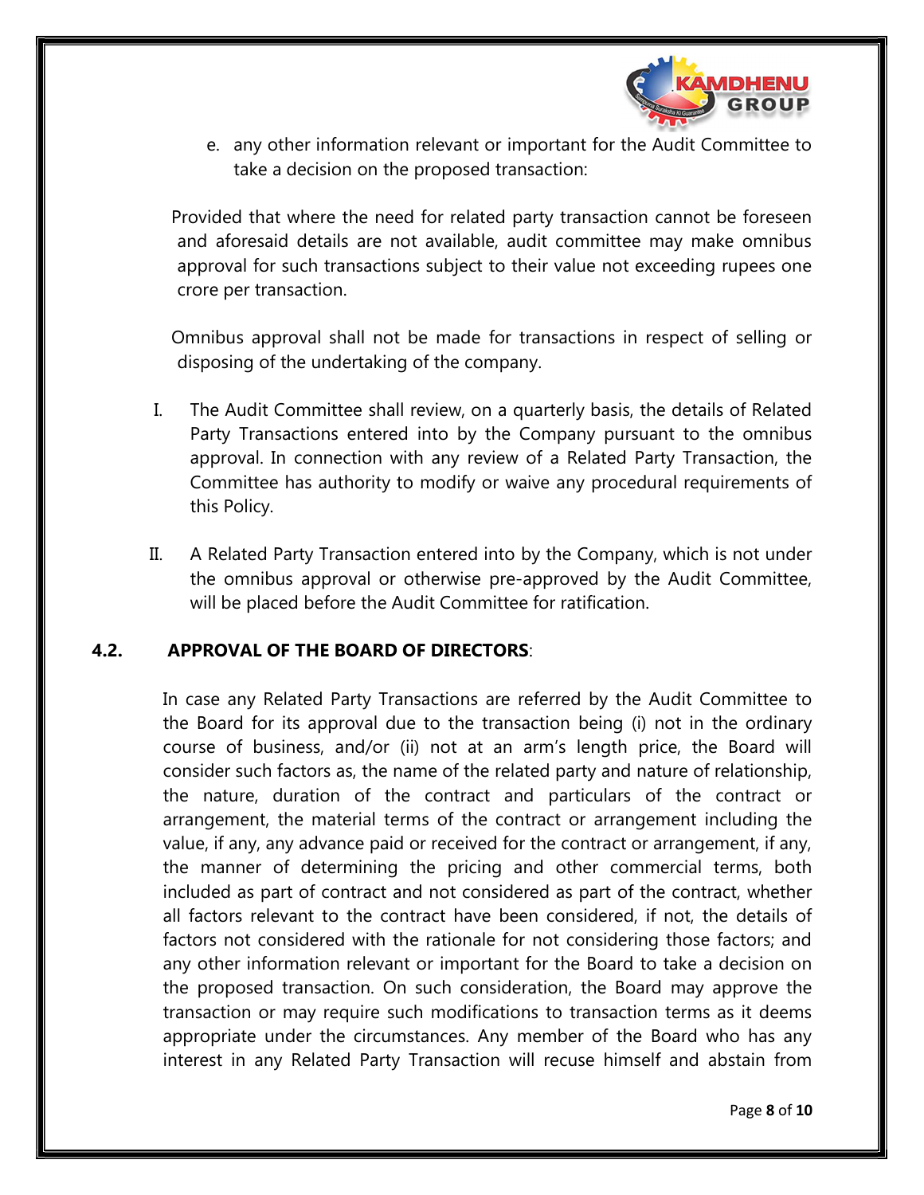e. any other information relevant or important for the Audit Committee to take a decision on the proposed transaction:

Provided that where the need for related party transaction cannot be foreseen and aforesaid details are not available, audit committee may make omnibus approval for such transactions subject to their value not exceeding rupees one crore per transaction.

Omnibus approval shall not be made for transactions in respect of selling or disposing of the undertaking of the company.

I. The Audit Committee shall review, on a quarterly basis, the details of Related Party Transactions entered into by the Company pursuant to the omnibus approval. In connection with any review of a Related Party Transaction, the Committee has authority to modify or waive any procedural requirements of this Policy.

II. A Related Party Transaction entered into by the Company, which is not under the omnibus approval or otherwise pre-approved by the Audit Committee, will be placed before the Audit Committee for ratification.

### 4.2. **APPROVAL OF THE BOARD OF DIRECTORS**:

In case any Related Party Transactions are referred by the Audit Committee to the Board for its approval due to the transaction being (i) not in the ordinary course of business, and/or (ii) not at an arm's length price, the Board will consider such factors as, the name of the related party and nature of relationship, the nature, duration of the contract and particulars of the contract or arrangement, the material terms of the contract or arrangement including the value, if any, any advance paid or received for the contract or arrangement, if any, the manner of determining the pricing and other commercial terms, both included as part of contract and not considered as part of the contract, whether all factors relevant to the contract have been considered, if not, the details of factors not considered with the rationale for not considering those factors; and any other information relevant or important for the Board to take a decision on the proposed transaction. On such consideration, the Board may approve the transaction or may require such modifications to transaction terms as it deems appropriate under the circumstances. Any member of the Board who has any interest in any Related Party Transaction will recuse himself and abstain from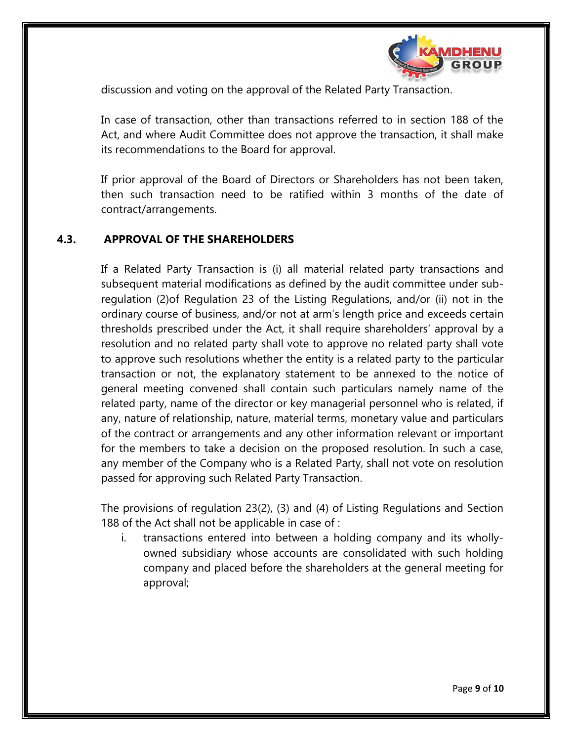discussion and voting on the approval of the Related Party Transaction.

In case of transaction, other than transactions referred to in section 188 of the Act, and where Audit Committee does not approve the transaction, it shall make its recommendations to the Board for approval.

If prior approval of the Board of Directors or Shareholders has not been taken, then such transaction need to be ratified within 3 months of the date of contract/arrangements.

### 4.3. APPROVAL OF THE SHAREHOLDERS

If a Related Party Transaction is (i) all material related party transactions and subsequent material modifications as defined by the audit committee under sub-regulation (2)of Regulation 23 of the Listing Regulations, and/or (ii) not in the ordinary course of business, and/or not at arm's length price and exceeds certain thresholds prescribed under the Act, it shall require shareholders' approval by a resolution and no related party shall vote to approve no related party shall vote to approve such resolutions whether the entity is a related party to the particular transaction or not, the explanatory statement to be annexed to the notice of general meeting convened shall contain such particulars namely name of the related party, name of the director or key managerial personnel who is related, if any, nature of relationship, nature, material terms, monetary value and particulars of the contract or arrangements and any other information relevant or important for the members to take a decision on the proposed resolution. In such a case, any member of the Company who is a Related Party, shall not vote on resolution passed for approving such Related Party Transaction.

The provisions of regulation 23(2), (3) and (4) of Listing Regulations and Section 188 of the Act shall not be applicable in case of :

i. transactions entered into between a holding company and its wholly-owned subsidiary whose accounts are consolidated with such holding company and placed before the shareholders at the general meeting for approval;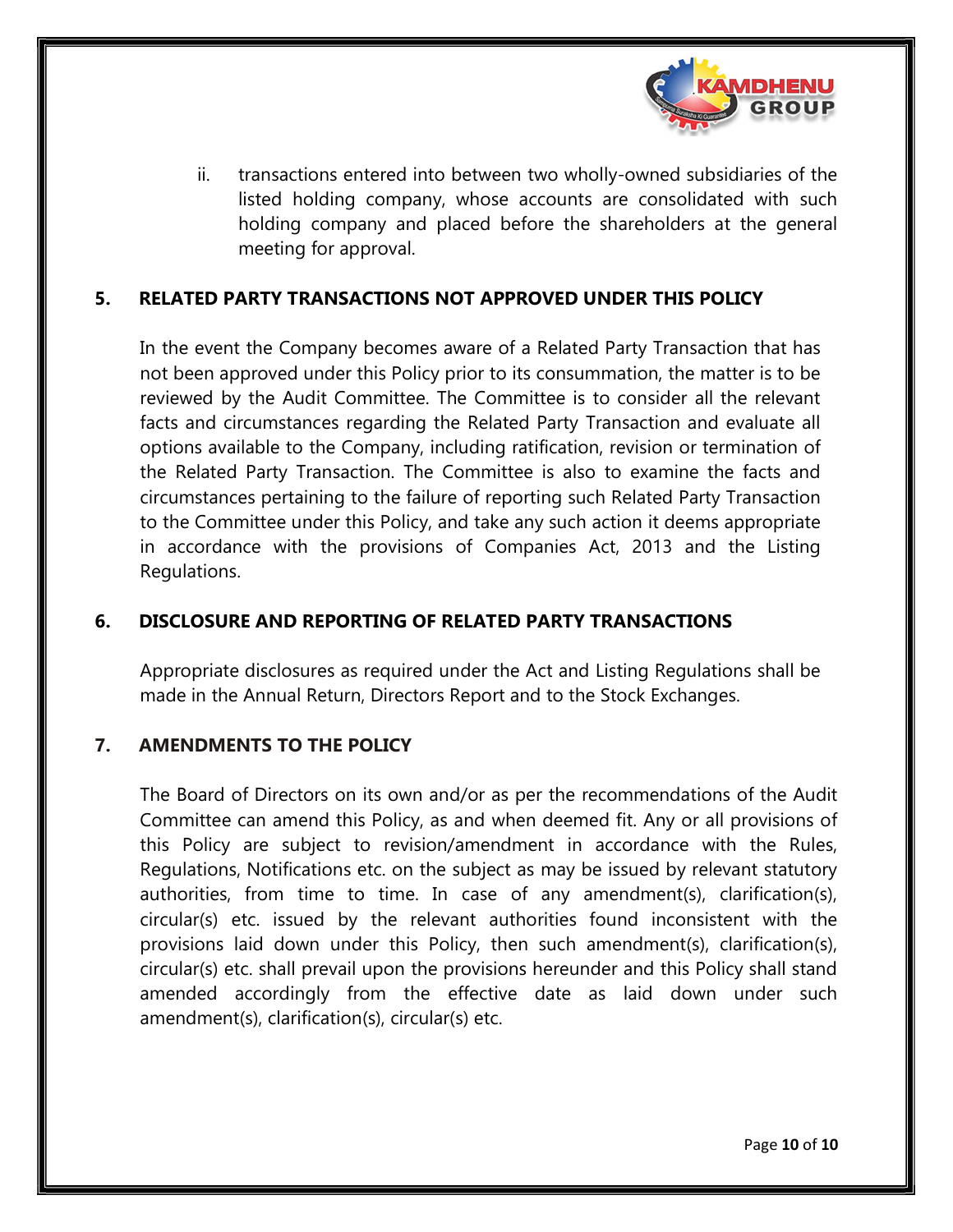ii. transactions entered into between two wholly-owned subsidiaries of the listed holding company, whose accounts are consolidated with such holding company and placed before the shareholders at the general meeting for approval.

## 5. RELATED PARTY TRANSACTIONS NOT APPROVED UNDER THIS POLICY

In the event the Company becomes aware of a Related Party Transaction that has not been approved under this Policy prior to its consummation, the matter is to be reviewed by the Audit Committee. The Committee is to consider all the relevant facts and circumstances regarding the Related Party Transaction and evaluate all options available to the Company, including ratification, revision or termination of the Related Party Transaction. The Committee is also to examine the facts and circumstances pertaining to the failure of reporting such Related Party Transaction to the Committee under this Policy, and take any such action it deems appropriate in accordance with the provisions of Companies Act, 2013 and the Listing Regulations.

## 6. DISCLOSURE AND REPORTING OF RELATED PARTY TRANSACTIONS

Appropriate disclosures as required under the Act and Listing Regulations shall be made in the Annual Return, Directors Report and to the Stock Exchanges.

## 7. AMENDMENTS TO THE POLICY

The Board of Directors on its own and/or as per the recommendations of the Audit Committee can amend this Policy, as and when deemed fit. Any or all provisions of this Policy are subject to revision/amendment in accordance with the Rules, Regulations, Notifications etc. on the subject as may be issued by relevant statutory authorities, from time to time. In case of any amendment(s), clarification(s), circular(s) etc. issued by the relevant authorities found inconsistent with the provisions laid down under this Policy, then such amendment(s), clarification(s), circular(s) etc. shall prevail upon the provisions hereunder and this Policy shall stand amended accordingly from the effective date as laid down under such amendment(s), clarification(s), circular(s) etc.